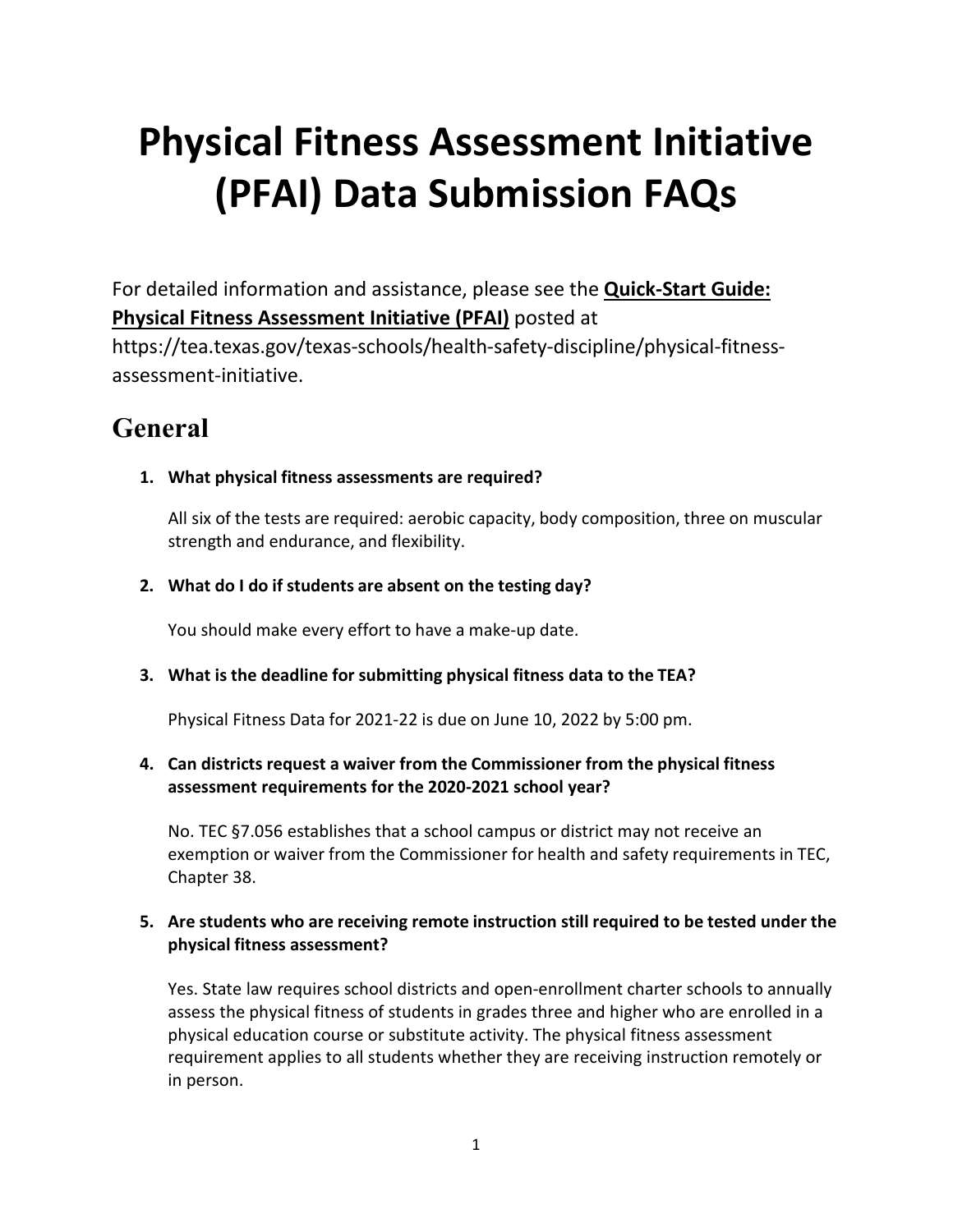# Physical Fitness Assessment Initiative (PFAI) Data Submission FAQs

For detailed information and assistance, please see the **Quick-Start Guide: Physical Fitness Assessment Initiative (PFAI)** posted at https://tea.texas.gov/texas-schools/health-safety-discipline/physical-fitness-assessment-initiative.

## General

1. **What physical fitness assessments are required?**

   All six of the tests are required: aerobic capacity, body composition, three on muscular strength and endurance, and flexibility.

2. **What do I do if students are absent on the testing day?**

   You should make every effort to have a make-up date.

3. **What is the deadline for submitting physical fitness data to the TEA?**

   Physical Fitness Data for 2021-22 is due on June 10, 2022 by 5:00 pm.

4. **Can districts request a waiver from the Commissioner from the physical fitness assessment requirements for the 2020-2021 school year?**

   No. TEC §7.056 establishes that a school campus or district may not receive an exemption or waiver from the Commissioner for health and safety requirements in TEC, Chapter 38.

5. **Are students who are receiving remote instruction still required to be tested under the physical fitness assessment?**

   Yes. State law requires school districts and open-enrollment charter schools to annually assess the physical fitness of students in grades three and higher who are enrolled in a physical education course or substitute activity. The physical fitness assessment requirement applies to all students whether they are receiving instruction remotely or in person.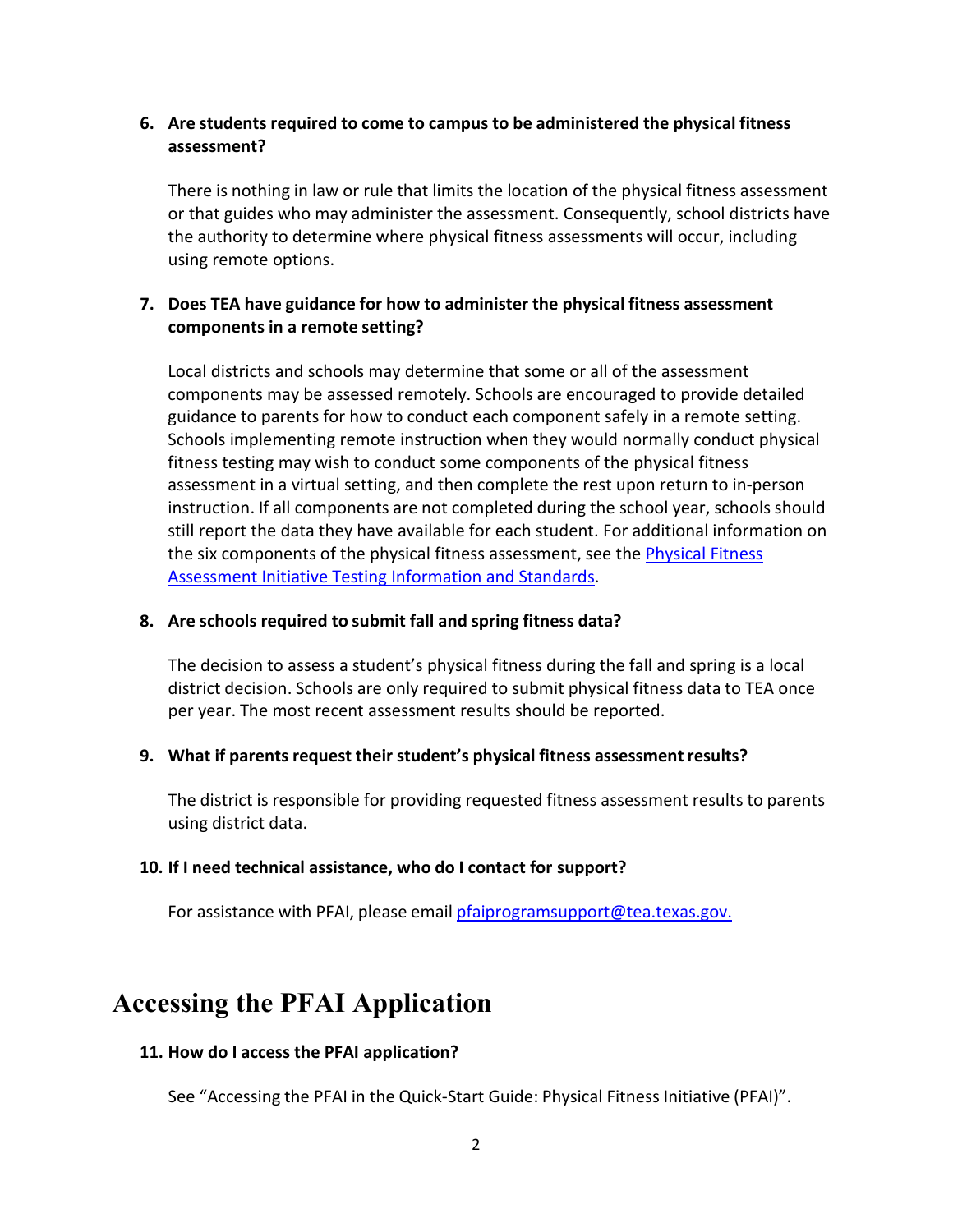6. **Are students required to come to campus to be administered the physical fitness assessment?**

   There is nothing in law or rule that limits the location of the physical fitness assessment or that guides who may administer the assessment. Consequently, school districts have the authority to determine where physical fitness assessments will occur, including using remote options.

7. **Does TEA have guidance for how to administer the physical fitness assessment components in a remote setting?**

   Local districts and schools may determine that some or all of the assessment components may be assessed remotely. Schools are encouraged to provide detailed guidance to parents for how to conduct each component safely in a remote setting. Schools implementing remote instruction when they would normally conduct physical fitness testing may wish to conduct some components of the physical fitness assessment in a virtual setting, and then complete the rest upon return to in-person instruction. If all components are not completed during the school year, schools should still report the data they have available for each student. For additional information on the six components of the physical fitness assessment, see the [Physical Fitness Assessment Initiative Testing Information and Standards]().

8. **Are schools required to submit fall and spring fitness data?**

   The decision to assess a student's physical fitness during the fall and spring is a local district decision. Schools are only required to submit physical fitness data to TEA once per year. The most recent assessment results should be reported.

9. **What if parents request their student's physical fitness assessment results?**

   The district is responsible for providing requested fitness assessment results to parents using district data.

10. **If I need technical assistance, who do I contact for support?**

    For assistance with PFAI, please email [pfaiprogramsupport@tea.texas.gov.](mailto:pfaiprogramsupport@tea.texas.gov)

# Accessing the PFAI Application

11. **How do I access the PFAI application?**

    See "Accessing the PFAI in the Quick-Start Guide: Physical Fitness Initiative (PFAI)".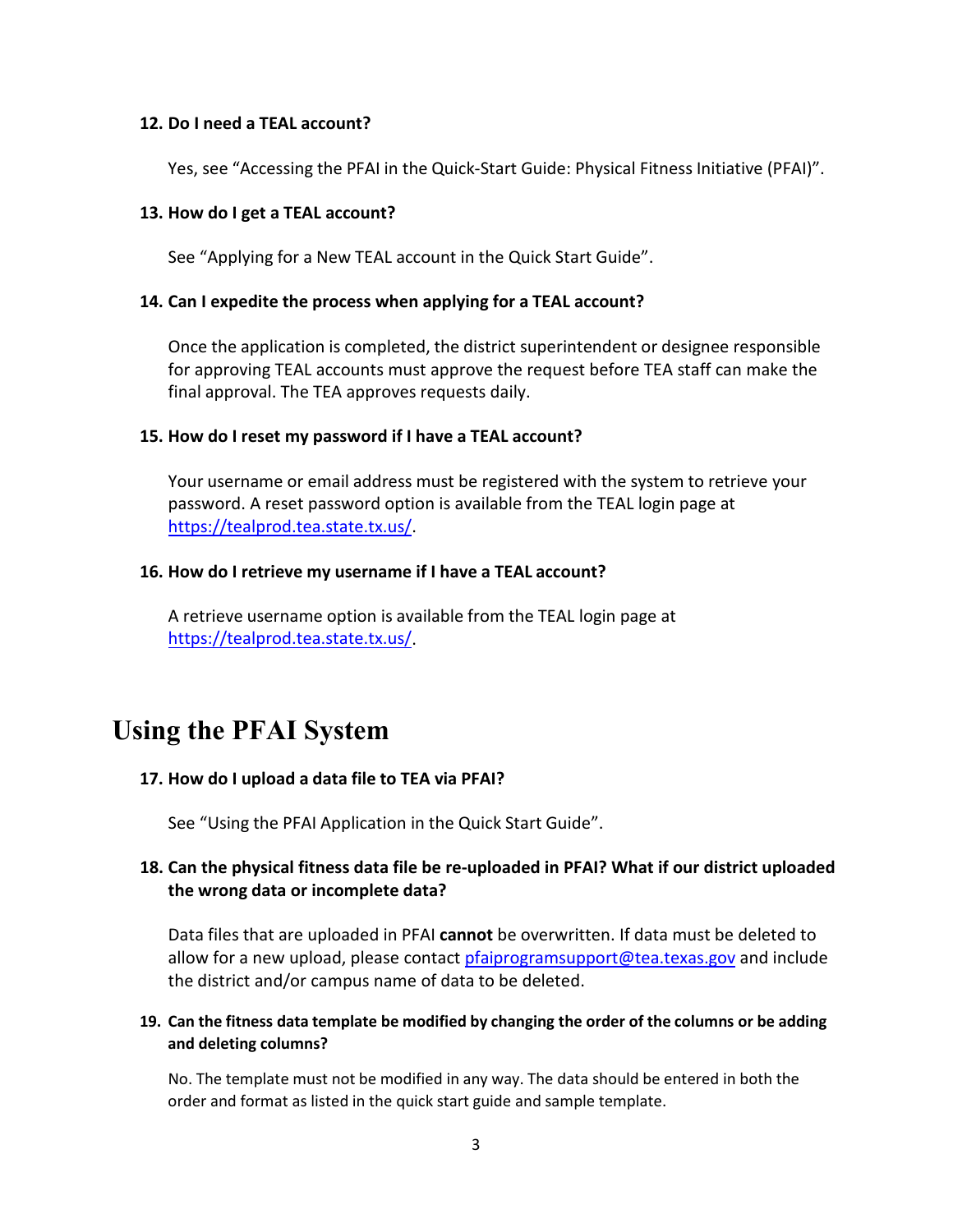**12. Do I need a TEAL account?**

Yes, see "Accessing the PFAI in the Quick-Start Guide: Physical Fitness Initiative (PFAI)".

**13. How do I get a TEAL account?**

See "Applying for a New TEAL account in the Quick Start Guide".

**14. Can I expedite the process when applying for a TEAL account?**

Once the application is completed, the district superintendent or designee responsible for approving TEAL accounts must approve the request before TEA staff can make the final approval. The TEA approves requests daily.

**15. How do I reset my password if I have a TEAL account?**

Your username or email address must be registered with the system to retrieve your password. A reset password option is available from the TEAL login page at https://tealprod.tea.state.tx.us/.

**16. How do I retrieve my username if I have a TEAL account?**

A retrieve username option is available from the TEAL login page at https://tealprod.tea.state.tx.us/.

# Using the PFAI System

**17. How do I upload a data file to TEA via PFAI?**

See "Using the PFAI Application in the Quick Start Guide".

**18. Can the physical fitness data file be re-uploaded in PFAI? What if our district uploaded the wrong data or incomplete data?**

Data files that are uploaded in PFAI **cannot** be overwritten. If data must be deleted to allow for a new upload, please contact pfaiprogramsupport@tea.texas.gov and include the district and/or campus name of data to be deleted.

**19. Can the fitness data template be modified by changing the order of the columns or be adding and deleting columns?**

No. The template must not be modified in any way. The data should be entered in both the order and format as listed in the quick start guide and sample template.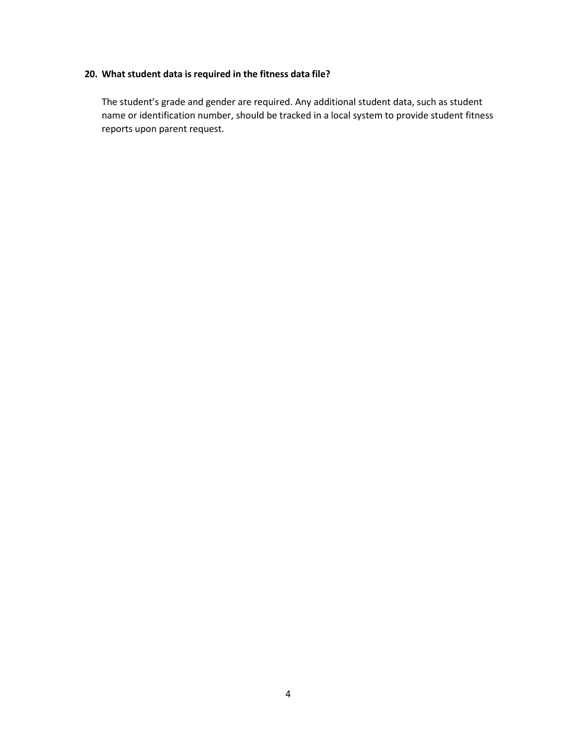**20. What student data is required in the fitness data file?**

The student's grade and gender are required. Any additional student data, such as student name or identification number, should be tracked in a local system to provide student fitness reports upon parent request.